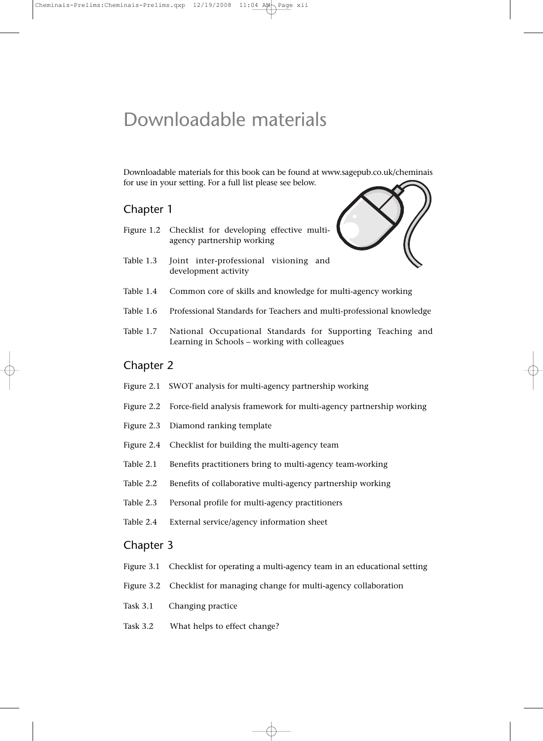# Downloadable materials

Downloadable materials for this book can be found at www.sagepub.co.uk/cheminais for use in your setting. For a full list please see below.

## Chapter 1

Figure 1.2 Checklist for developing effective multi-agency partnership working

Table 1.3 Joint inter-professional visioning and development activity

Table 1.4 Common core of skills and knowledge for multi-agency working

Table 1.6 Professional Standards for Teachers and multi-professional knowledge

Table 1.7 National Occupational Standards for Supporting Teaching and Learning in Schools – working with colleagues

## Chapter 2

Figure 2.1 SWOT analysis for multi-agency partnership working

Figure 2.2 Force-field analysis framework for multi-agency partnership working

Figure 2.3 Diamond ranking template

Figure 2.4 Checklist for building the multi-agency team

Table 2.1 Benefits practitioners bring to multi-agency team-working

Table 2.2 Benefits of collaborative multi-agency partnership working

Table 2.3 Personal profile for multi-agency practitioners

Table 2.4 External service/agency information sheet

## Chapter 3

Figure 3.1 Checklist for operating a multi-agency team in an educational setting

Figure 3.2 Checklist for managing change for multi-agency collaboration

Task 3.1 Changing practice

Task 3.2 What helps to effect change?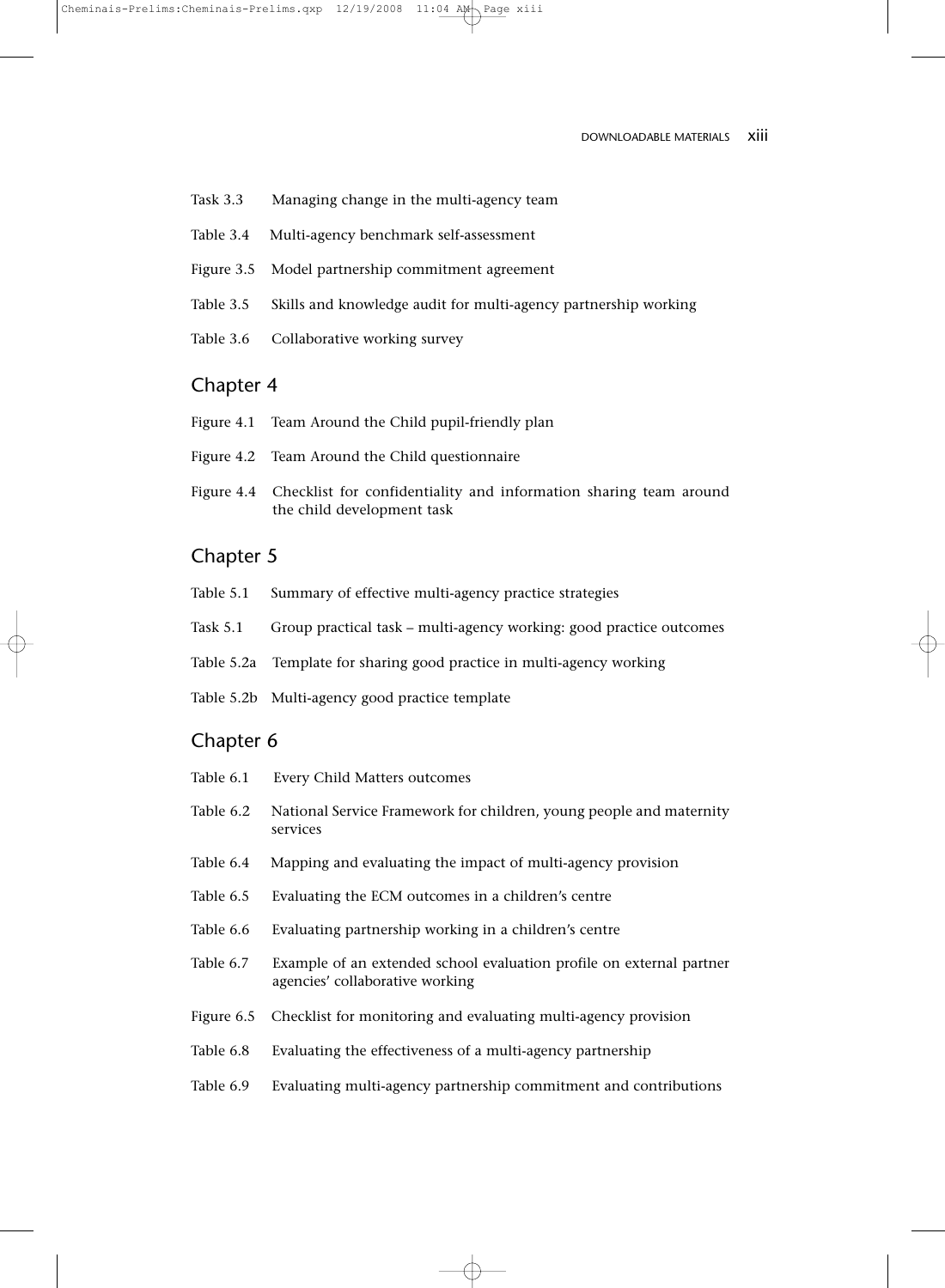Task 3.3 Managing change in the multi-agency team

Table 3.4 Multi-agency benchmark self-assessment

Figure 3.5 Model partnership commitment agreement

Table 3.5 Skills and knowledge audit for multi-agency partnership working

Table 3.6 Collaborative working survey

## Chapter 4

Figure 4.1 Team Around the Child pupil-friendly plan

Figure 4.2 Team Around the Child questionnaire

Figure 4.4 Checklist for confidentiality and information sharing team around the child development task

## Chapter 5

Table 5.1 Summary of effective multi-agency practice strategies

Task 5.1 Group practical task – multi-agency working: good practice outcomes

Table 5.2a Template for sharing good practice in multi-agency working

Table 5.2b Multi-agency good practice template

## Chapter 6

Table 6.1 Every Child Matters outcomes

Table 6.2 National Service Framework for children, young people and maternity services

Table 6.4 Mapping and evaluating the impact of multi-agency provision

Table 6.5 Evaluating the ECM outcomes in a children's centre

Table 6.6 Evaluating partnership working in a children's centre

Table 6.7 Example of an extended school evaluation profile on external partner agencies' collaborative working

Figure 6.5 Checklist for monitoring and evaluating multi-agency provision

Table 6.8 Evaluating the effectiveness of a multi-agency partnership

Table 6.9 Evaluating multi-agency partnership commitment and contributions